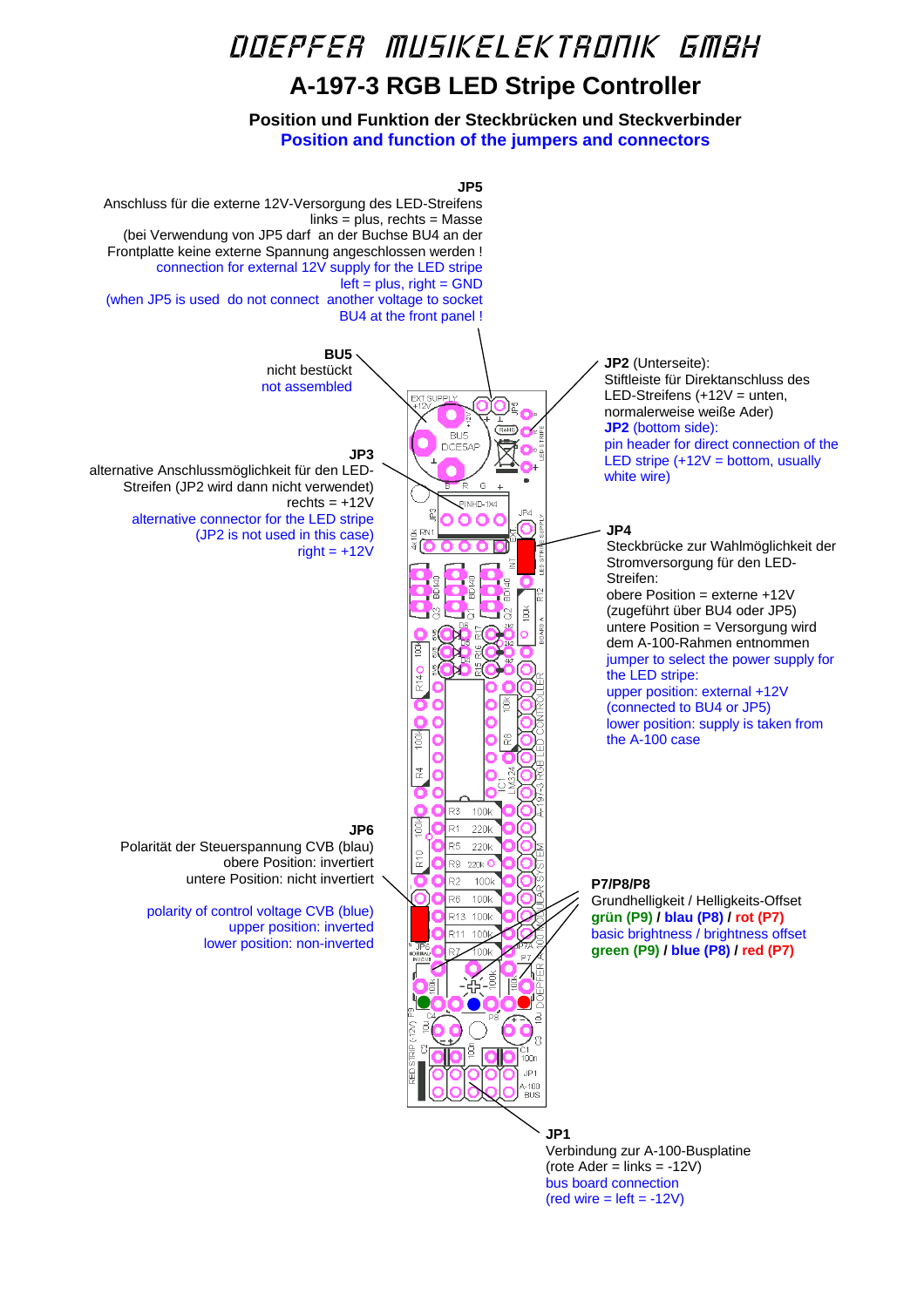# DOEPFER MUSIKELEKTRONIK GMBH

## A-197-3 RGB LED Stripe Controller

### Position und Funktion der Steckbrücken und Steckverbinder
### Position and function of the jumpers and connectors

**JP5**
Anschluss für die externe 12V-Versorgung des LED-Streifens
links = plus, rechts = Masse
(bei Verwendung von JP5 darf an der Buchse BU4 an der Frontplatte keine externe Spannung angeschlossen werden !
connection for external 12V supply for the LED stripe
left = plus, right = GND
(when JP5 is used do not connect another voltage to socket BU4 at the front panel !

**BU5**
nicht bestückt
not assembled

**JP3**
alternative Anschlussmöglichkeit für den LED-Streifen (JP2 wird dann nicht verwendet)
rechts = +12V
alternative connector for the LED stripe
(JP2 is not used in this case)
right = +12V

**JP6**
Polarität der Steuerspannung CVB (blau)
obere Position: invertiert
untere Position: nicht invertiert

polarity of control voltage CVB (blue)
upper position: inverted
lower position: non-inverted

**JP2** (Unterseite):
Stiftleiste für Direktanschluss des LED-Streifens (+12V = unten, normalerweise weiße Ader)
**JP2** (bottom side):
pin header for direct connection of the LED stripe (+12V = bottom, usually white wire)

**JP4**
Steckbrücke zur Wahlmöglichkeit der Stromversorgung für den LED-Streifen:
obere Position = externe +12V (zugeführt über BU4 oder JP5)
untere Position = Versorgung wird dem A-100-Rahmen entnommen
jumper to select the power supply for the LED stripe:
upper position: external +12V (connected to BU4 or JP5)
lower position: supply is taken from the A-100 case

**P7/P8/P8**
Grundhelligkeit / Helligkeits-Offset
**grün (P9) / blau (P8) / rot (P7)**
basic brightness / brightness offset
**green (P9) / blue (P8) / red (P7)**

**JP1**
Verbindung zur A-100-Busplatine
(rote Ader = links = -12V)
bus board connection
(red wire = left = -12V)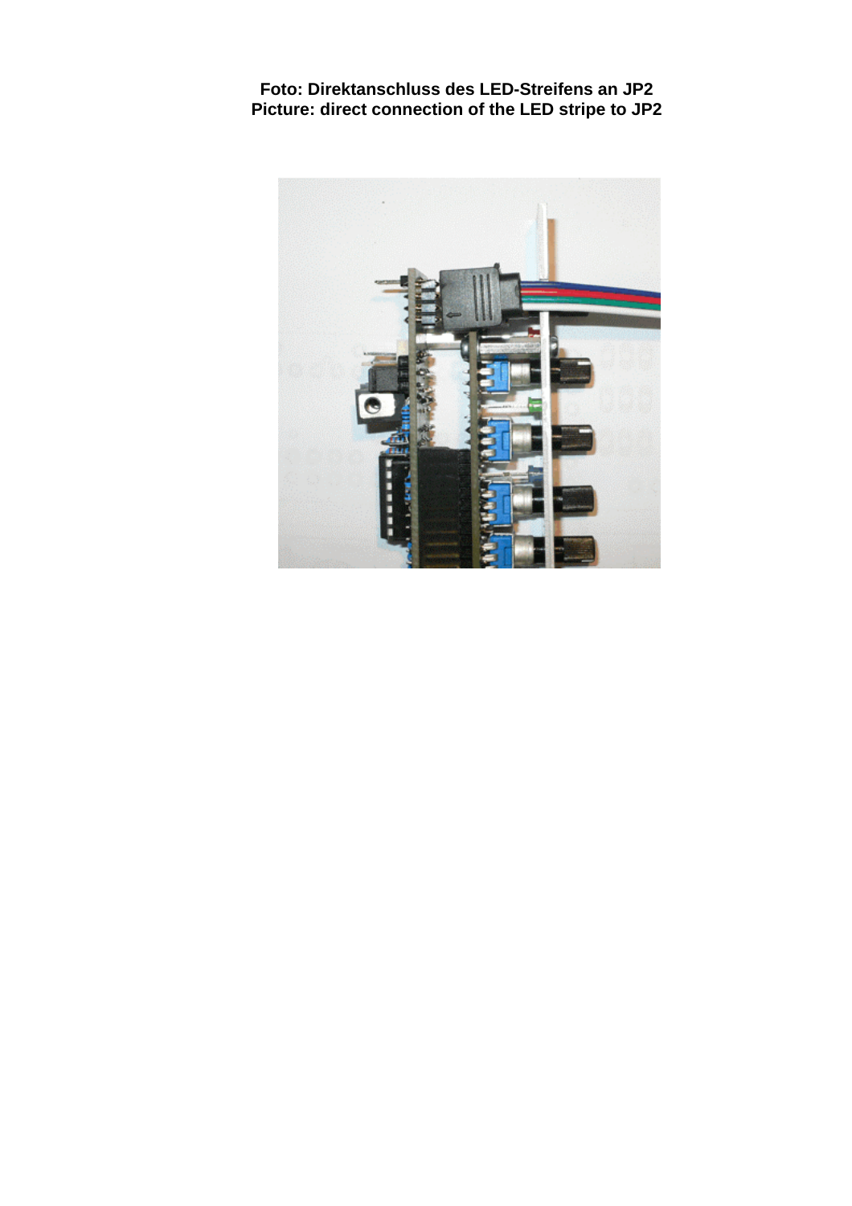**Foto: Direktanschluss des LED-Streifens an JP2**
**Picture: direct connection of the LED stripe to JP2**